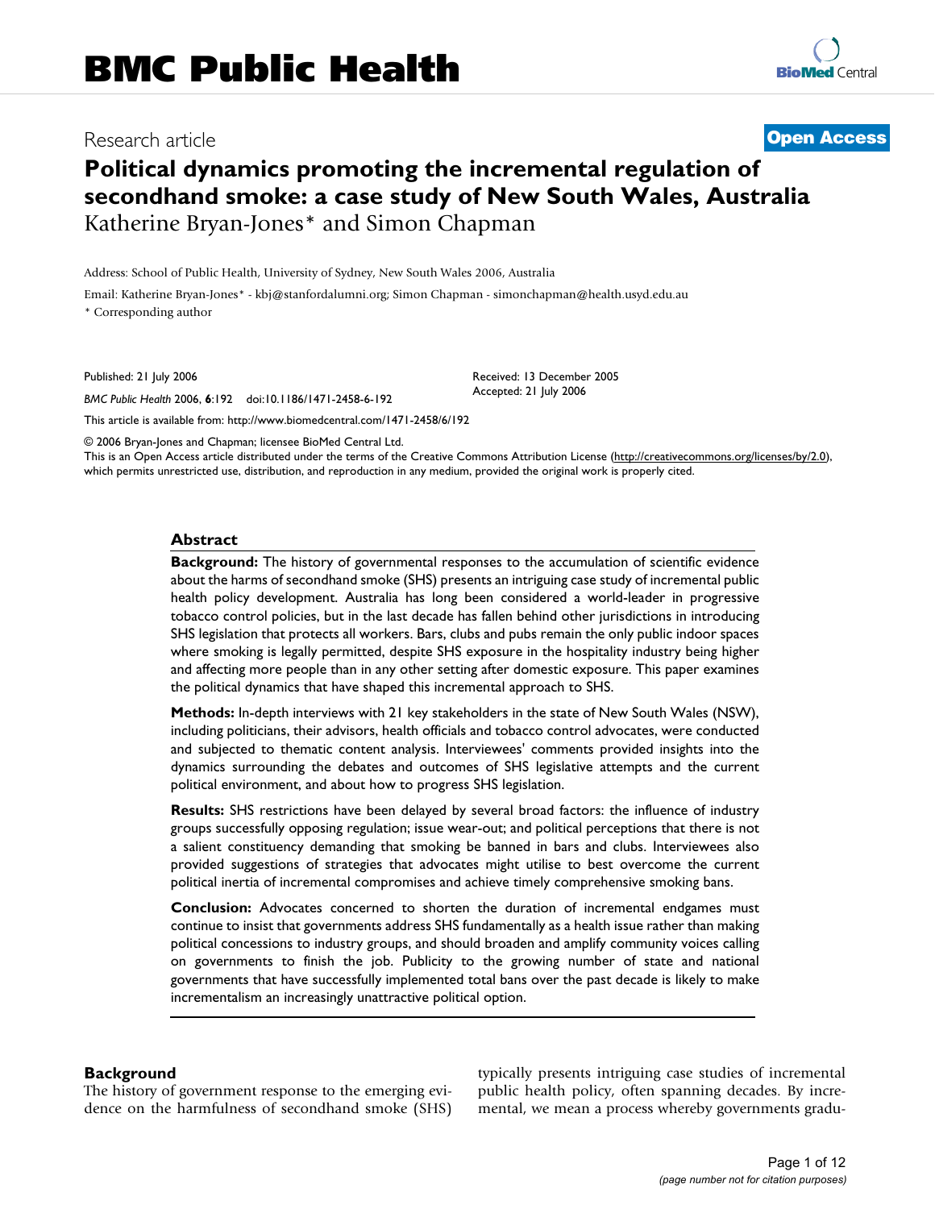# BMC Public Health

Research article **Open Access**

# Political dynamics promoting the incremental regulation of secondhand smoke: a case study of New South Wales, Australia

Katherine Bryan-Jones* and Simon Chapman

Address: School of Public Health, University of Sydney, New South Wales 2006, Australia

Email: Katherine Bryan-Jones* - kbj@stanfordalumni.org; Simon Chapman - simonchapman@health.usyd.edu.au

* Corresponding author

Published: 21 July 2006

*BMC Public Health* 2006, **6**:192 doi:10.1186/1471-2458-6-192

Received: 13 December 2005
Accepted: 21 July 2006

This article is available from: http://www.biomedcentral.com/1471-2458/6/192

© 2006 Bryan-Jones and Chapman; licensee BioMed Central Ltd.
This is an Open Access article distributed under the terms of the Creative Commons Attribution License (http://creativecommons.org/licenses/by/2.0), which permits unrestricted use, distribution, and reproduction in any medium, provided the original work is properly cited.

## Abstract

**Background:** The history of governmental responses to the accumulation of scientific evidence about the harms of secondhand smoke (SHS) presents an intriguing case study of incremental public health policy development. Australia has long been considered a world-leader in progressive tobacco control policies, but in the last decade has fallen behind other jurisdictions in introducing SHS legislation that protects all workers. Bars, clubs and pubs remain the only public indoor spaces where smoking is legally permitted, despite SHS exposure in the hospitality industry being higher and affecting more people than in any other setting after domestic exposure. This paper examines the political dynamics that have shaped this incremental approach to SHS.

**Methods:** In-depth interviews with 21 key stakeholders in the state of New South Wales (NSW), including politicians, their advisors, health officials and tobacco control advocates, were conducted and subjected to thematic content analysis. Interviewees' comments provided insights into the dynamics surrounding the debates and outcomes of SHS legislative attempts and the current political environment, and about how to progress SHS legislation.

**Results:** SHS restrictions have been delayed by several broad factors: the influence of industry groups successfully opposing regulation; issue wear-out; and political perceptions that there is not a salient constituency demanding that smoking be banned in bars and clubs. Interviewees also provided suggestions of strategies that advocates might utilise to best overcome the current political inertia of incremental compromises and achieve timely comprehensive smoking bans.

**Conclusion:** Advocates concerned to shorten the duration of incremental endgames must continue to insist that governments address SHS fundamentally as a health issue rather than making political concessions to industry groups, and should broaden and amplify community voices calling on governments to finish the job. Publicity to the growing number of state and national governments that have successfully implemented total bans over the past decade is likely to make incrementalism an increasingly unattractive political option.

## Background

The history of government response to the emerging evidence on the harmfulness of secondhand smoke (SHS) typically presents intriguing case studies of incremental public health policy, often spanning decades. By incremental, we mean a process whereby governments gradu-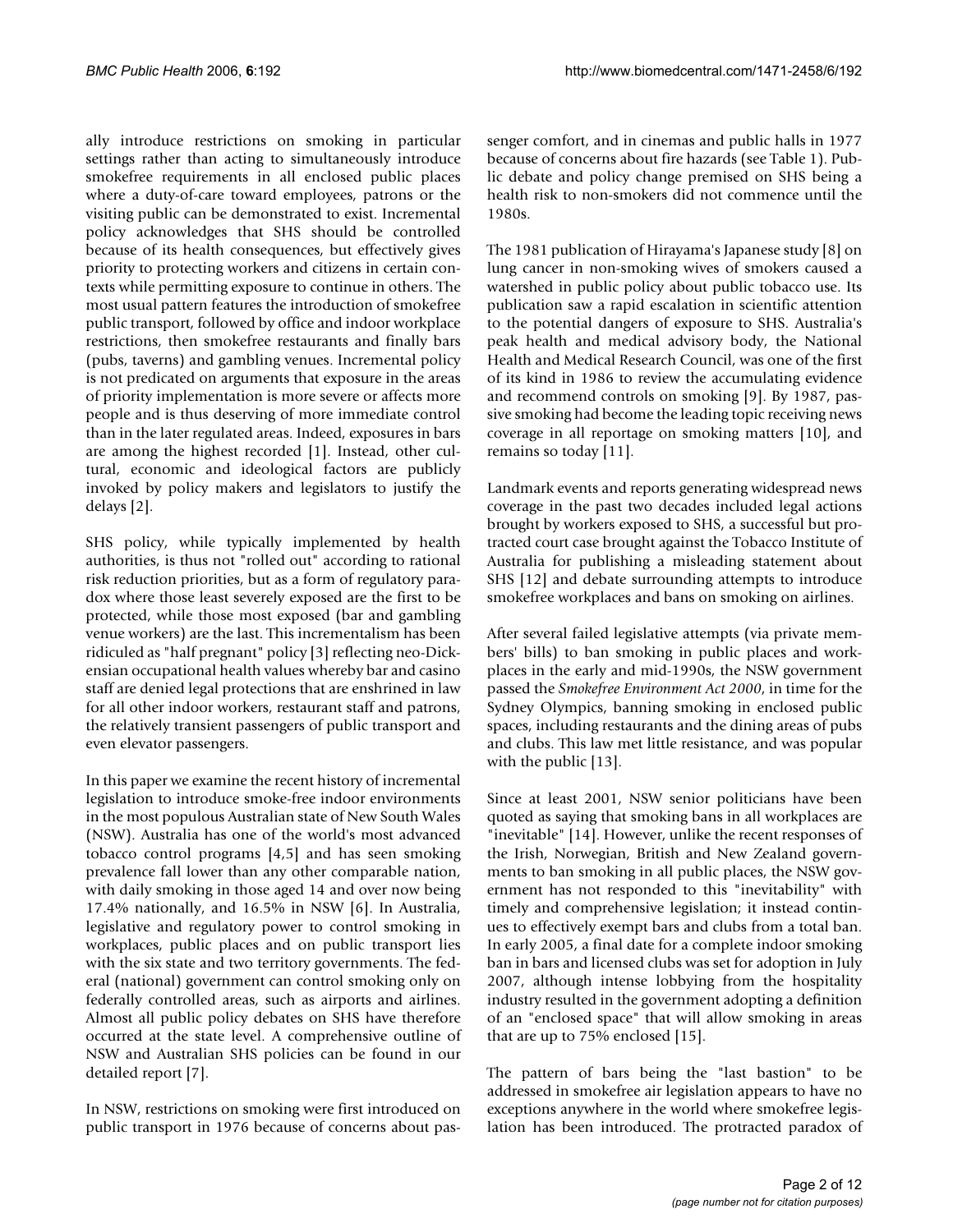ally introduce restrictions on smoking in particular settings rather than acting to simultaneously introduce smokefree requirements in all enclosed public places where a duty-of-care toward employees, patrons or the visiting public can be demonstrated to exist. Incremental policy acknowledges that SHS should be controlled because of its health consequences, but effectively gives priority to protecting workers and citizens in certain contexts while permitting exposure to continue in others. The most usual pattern features the introduction of smokefree public transport, followed by office and indoor workplace restrictions, then smokefree restaurants and finally bars (pubs, taverns) and gambling venues. Incremental policy is not predicated on arguments that exposure in the areas of priority implementation is more severe or affects more people and is thus deserving of more immediate control than in the later regulated areas. Indeed, exposures in bars are among the highest recorded [1]. Instead, other cultural, economic and ideological factors are publicly invoked by policy makers and legislators to justify the delays [2].

SHS policy, while typically implemented by health authorities, is thus not "rolled out" according to rational risk reduction priorities, but as a form of regulatory paradox where those least severely exposed are the first to be protected, while those most exposed (bar and gambling venue workers) are the last. This incrementalism has been ridiculed as "half pregnant" policy [3] reflecting neo-Dickensian occupational health values whereby bar and casino staff are denied legal protections that are enshrined in law for all other indoor workers, restaurant staff and patrons, the relatively transient passengers of public transport and even elevator passengers.

In this paper we examine the recent history of incremental legislation to introduce smoke-free indoor environments in the most populous Australian state of New South Wales (NSW). Australia has one of the world's most advanced tobacco control programs [4,5] and has seen smoking prevalence fall lower than any other comparable nation, with daily smoking in those aged 14 and over now being 17.4% nationally, and 16.5% in NSW [6]. In Australia, legislative and regulatory power to control smoking in workplaces, public places and on public transport lies with the six state and two territory governments. The federal (national) government can control smoking only on federally controlled areas, such as airports and airlines. Almost all public policy debates on SHS have therefore occurred at the state level. A comprehensive outline of NSW and Australian SHS policies can be found in our detailed report [7].

In NSW, restrictions on smoking were first introduced on public transport in 1976 because of concerns about passenger comfort, and in cinemas and public halls in 1977 because of concerns about fire hazards (see Table 1). Public debate and policy change premised on SHS being a health risk to non-smokers did not commence until the 1980s.

The 1981 publication of Hirayama's Japanese study [8] on lung cancer in non-smoking wives of smokers caused a watershed in public policy about public tobacco use. Its publication saw a rapid escalation in scientific attention to the potential dangers of exposure to SHS. Australia's peak health and medical advisory body, the National Health and Medical Research Council, was one of the first of its kind in 1986 to review the accumulating evidence and recommend controls on smoking [9]. By 1987, passive smoking had become the leading topic receiving news coverage in all reportage on smoking matters [10], and remains so today [11].

Landmark events and reports generating widespread news coverage in the past two decades included legal actions brought by workers exposed to SHS, a successful but protracted court case brought against the Tobacco Institute of Australia for publishing a misleading statement about SHS [12] and debate surrounding attempts to introduce smokefree workplaces and bans on smoking on airlines.

After several failed legislative attempts (via private members' bills) to ban smoking in public places and workplaces in the early and mid-1990s, the NSW government passed the *Smokefree Environment Act 2000*, in time for the Sydney Olympics, banning smoking in enclosed public spaces, including restaurants and the dining areas of pubs and clubs. This law met little resistance, and was popular with the public [13].

Since at least 2001, NSW senior politicians have been quoted as saying that smoking bans in all workplaces are "inevitable" [14]. However, unlike the recent responses of the Irish, Norwegian, British and New Zealand governments to ban smoking in all public places, the NSW government has not responded to this "inevitability" with timely and comprehensive legislation; it instead continues to effectively exempt bars and clubs from a total ban. In early 2005, a final date for a complete indoor smoking ban in bars and licensed clubs was set for adoption in July 2007, although intense lobbying from the hospitality industry resulted in the government adopting a definition of an "enclosed space" that will allow smoking in areas that are up to 75% enclosed [15].

The pattern of bars being the "last bastion" to be addressed in smokefree air legislation appears to have no exceptions anywhere in the world where smokefree legislation has been introduced. The protracted paradox of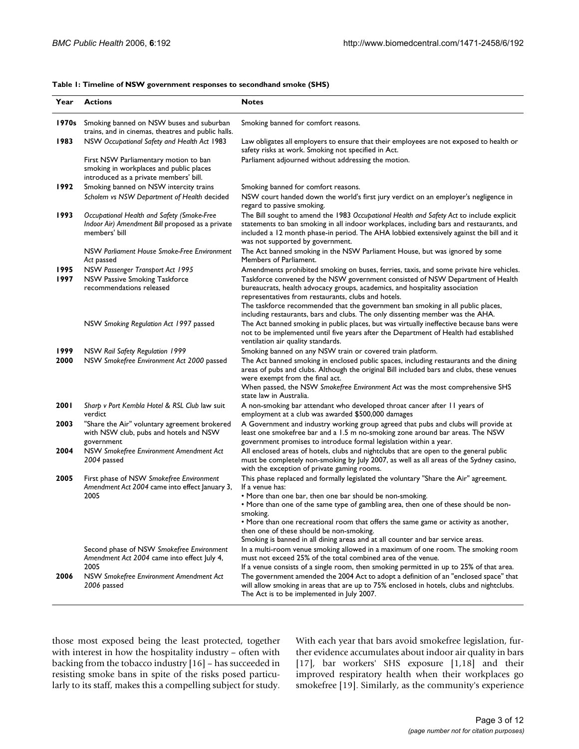**Table 1: Timeline of NSW government responses to secondhand smoke (SHS)**

| Year | Actions | Notes |
| --- | --- | --- |
| **1970s** | Smoking banned on NSW buses and suburban trains, and in cinemas, theatres and public halls. | Smoking banned for comfort reasons. |
| **1983** | NSW *Occupational Safety and Health Act* 1983 | Law obligates all employers to ensure that their employees are not exposed to health or safety risks at work. Smoking not specified in Act. |
| | First NSW Parliamentary motion to ban smoking in workplaces and public places introduced as a private members' bill. | Parliament adjourned without addressing the motion. |
| **1992** | Smoking banned on NSW intercity trains | Smoking banned for comfort reasons. |
| | *Scholem vs NSW Department of Health* decided | NSW court handed down the world's first jury verdict on an employer's negligence in regard to passive smoking. |
| **1993** | *Occupational Health and Safety (Smoke-Free Indoor Air) Amendment Bill* proposed as a private members' bill | The Bill sought to amend the 1983 *Occupational Health and Safety Act* to include explicit statements to ban smoking in all indoor workplaces, including bars and restaurants, and included a 12 month phase-in period. The AHA lobbied extensively against the bill and it was not supported by government. |
| | NSW *Parliament House Smoke-Free Environment Act* passed | The Act banned smoking in the NSW Parliament House, but was ignored by some Members of Parliament. |
| **1995** | NSW *Passenger Transport Act 1995* | Amendments prohibited smoking on buses, ferries, taxis, and some private hire vehicles. |
| **1997** | NSW Passive Smoking Taskforce recommendations released | Taskforce convened by the NSW government consisted of NSW Department of Health bureaucrats, health advocacy groups, academics, and hospitality association representatives from restaurants, clubs and hotels.<br>The taskforce recommended that the government ban smoking in all public places, including restaurants, bars and clubs. The only dissenting member was the AHA. |
| | NSW *Smoking Regulation Act 1997* passed | The Act banned smoking in public places, but was virtually ineffective because bans were not to be implemented until five years after the Department of Health had established ventilation air quality standards. |
| **1999** | NSW *Rail Safety Regulation 1999* | Smoking banned on any NSW train or covered train platform. |
| **2000** | NSW *Smokefree Environment Act 2000* passed | The Act banned smoking in enclosed public spaces, including restaurants and the dining areas of pubs and clubs. Although the original Bill included bars and clubs, these venues were exempt from the final act.<br>When passed, the NSW *Smokefree Environment Act* was the most comprehensive SHS state law in Australia. |
| **2001** | *Sharp v Port Kembla Hotel & RSL Club* law suit verdict | A non-smoking bar attendant who developed throat cancer after 11 years of employment at a club was awarded $500,000 damages |
| **2003** | "Share the Air" voluntary agreement brokered with NSW club, pubs and hotels and NSW government | A Government and industry working group agreed that pubs and clubs will provide at least one smokefree bar and a 1.5 m no-smoking zone around bar areas. The NSW government promises to introduce formal legislation within a year. |
| **2004** | NSW *Smokefree Environment Amendment Act 2004* passed | All enclosed areas of hotels, clubs and nightclubs that are open to the general public must be completely non-smoking by July 2007, as well as all areas of the Sydney casino, with the exception of private gaming rooms. |
| **2005** | First phase of NSW *Smokefree Environment Amendment Act 2004* came into effect January 3, 2005 | This phase replaced and formally legislated the voluntary "Share the Air" agreement. If a venue has:<br>• More than one bar, then one bar should be non-smoking.<br>• More than one of the same type of gambling area, then one of these should be non-smoking.<br>• More than one recreational room that offers the same game or activity as another, then one of these should be non-smoking.<br>Smoking is banned in all dining areas and at all counter and bar service areas. |
| | Second phase of NSW *Smokefree Environment Amendment Act 2004* came into effect July 4, 2005 | In a multi-room venue smoking allowed in a maximum of one room. The smoking room must not exceed 25% of the total combined area of the venue.<br>If a venue consists of a single room, then smoking permitted in up to 25% of that area. |
| **2006** | NSW *Smokefree Environment Amendment Act 2006* passed | The government amended the 2004 Act to adopt a definition of an "enclosed space" that will allow smoking in areas that are up to 75% enclosed in hotels, clubs and nightclubs. The Act is to be implemented in July 2007. |

those most exposed being the least protected, together with interest in how the hospitality industry – often with backing from the tobacco industry [16] – has succeeded in resisting smoke bans in spite of the risks posed particularly to its staff, makes this a compelling subject for study. With each year that bars avoid smokefree legislation, further evidence accumulates about indoor air quality in bars [17], bar workers' SHS exposure [1,18] and their improved respiratory health when their workplaces go smokefree [19]. Similarly, as the community's experience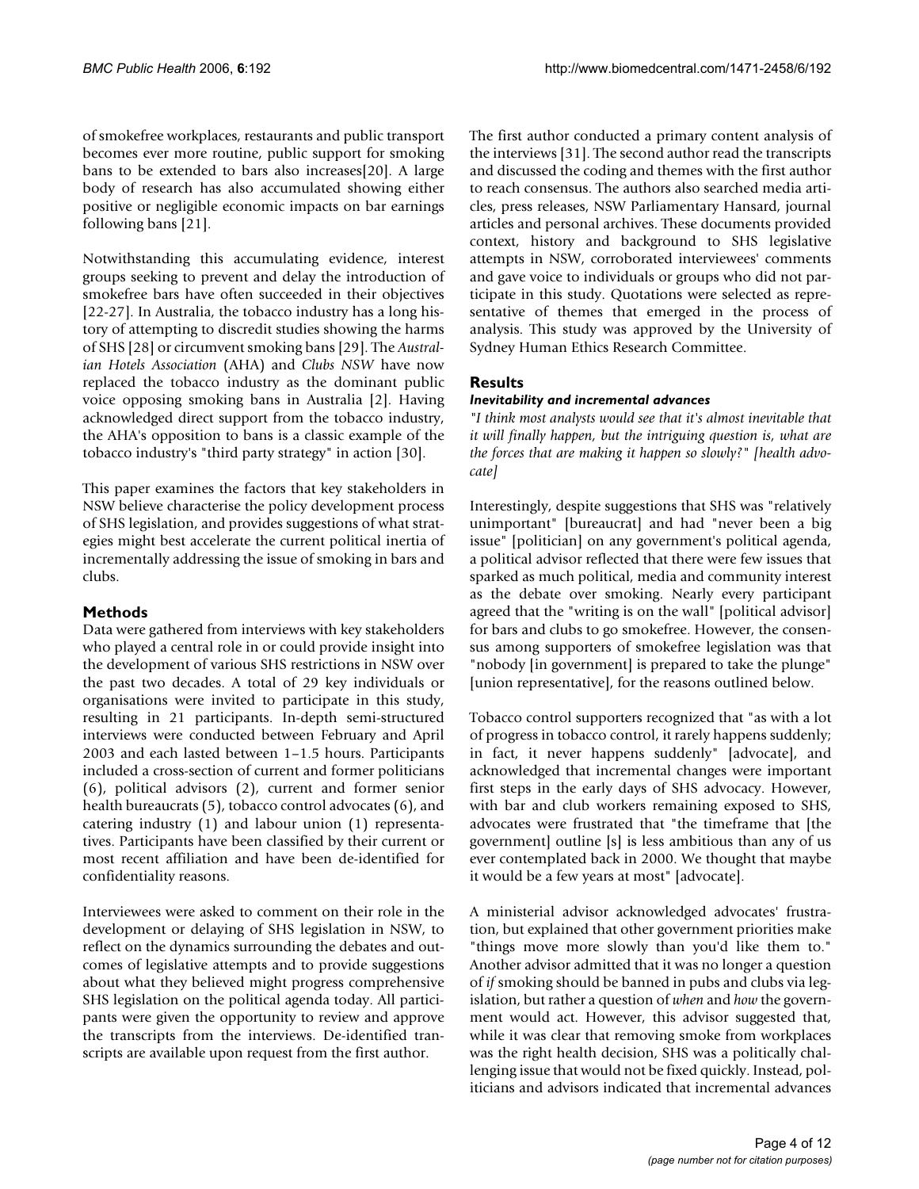of smokefree workplaces, restaurants and public transport becomes ever more routine, public support for smoking bans to be extended to bars also increases[20]. A large body of research has also accumulated showing either positive or negligible economic impacts on bar earnings following bans [21].

Notwithstanding this accumulating evidence, interest groups seeking to prevent and delay the introduction of smokefree bars have often succeeded in their objectives [22-27]. In Australia, the tobacco industry has a long history of attempting to discredit studies showing the harms of SHS [28] or circumvent smoking bans [29]. The *Australian Hotels Association* (AHA) and *Clubs NSW* have now replaced the tobacco industry as the dominant public voice opposing smoking bans in Australia [2]. Having acknowledged direct support from the tobacco industry, the AHA's opposition to bans is a classic example of the tobacco industry's "third party strategy" in action [30].

This paper examines the factors that key stakeholders in NSW believe characterise the policy development process of SHS legislation, and provides suggestions of what strategies might best accelerate the current political inertia of incrementally addressing the issue of smoking in bars and clubs.

## Methods

Data were gathered from interviews with key stakeholders who played a central role in or could provide insight into the development of various SHS restrictions in NSW over the past two decades. A total of 29 key individuals or organisations were invited to participate in this study, resulting in 21 participants. In-depth semi-structured interviews were conducted between February and April 2003 and each lasted between 1–1.5 hours. Participants included a cross-section of current and former politicians (6), political advisors (2), current and former senior health bureaucrats (5), tobacco control advocates (6), and catering industry (1) and labour union (1) representatives. Participants have been classified by their current or most recent affiliation and have been de-identified for confidentiality reasons.

Interviewees were asked to comment on their role in the development or delaying of SHS legislation in NSW, to reflect on the dynamics surrounding the debates and outcomes of legislative attempts and to provide suggestions about what they believed might progress comprehensive SHS legislation on the political agenda today. All participants were given the opportunity to review and approve the transcripts from the interviews. De-identified transcripts are available upon request from the first author.

The first author conducted a primary content analysis of the interviews [31]. The second author read the transcripts and discussed the coding and themes with the first author to reach consensus. The authors also searched media articles, press releases, NSW Parliamentary Hansard, journal articles and personal archives. These documents provided context, history and background to SHS legislative attempts in NSW, corroborated interviewees' comments and gave voice to individuals or groups who did not participate in this study. Quotations were selected as representative of themes that emerged in the process of analysis. This study was approved by the University of Sydney Human Ethics Research Committee.

## Results

### *Inevitability and incremental advances*

*"I think most analysts would see that it's almost inevitable that it will finally happen, but the intriguing question is, what are the forces that are making it happen so slowly?" [health advocate]*

Interestingly, despite suggestions that SHS was "relatively unimportant" [bureaucrat] and had "never been a big issue" [politician] on any government's political agenda, a political advisor reflected that there were few issues that sparked as much political, media and community interest as the debate over smoking. Nearly every participant agreed that the "writing is on the wall" [political advisor] for bars and clubs to go smokefree. However, the consensus among supporters of smokefree legislation was that "nobody [in government] is prepared to take the plunge" [union representative], for the reasons outlined below.

Tobacco control supporters recognized that "as with a lot of progress in tobacco control, it rarely happens suddenly; in fact, it never happens suddenly" [advocate], and acknowledged that incremental changes were important first steps in the early days of SHS advocacy. However, with bar and club workers remaining exposed to SHS, advocates were frustrated that "the timeframe that [the government] outline [s] is less ambitious than any of us ever contemplated back in 2000. We thought that maybe it would be a few years at most" [advocate].

A ministerial advisor acknowledged advocates' frustration, but explained that other government priorities make "things move more slowly than you'd like them to." Another advisor admitted that it was no longer a question of *if* smoking should be banned in pubs and clubs via legislation, but rather a question of *when* and *how* the government would act. However, this advisor suggested that, while it was clear that removing smoke from workplaces was the right health decision, SHS was a politically challenging issue that would not be fixed quickly. Instead, politicians and advisors indicated that incremental advances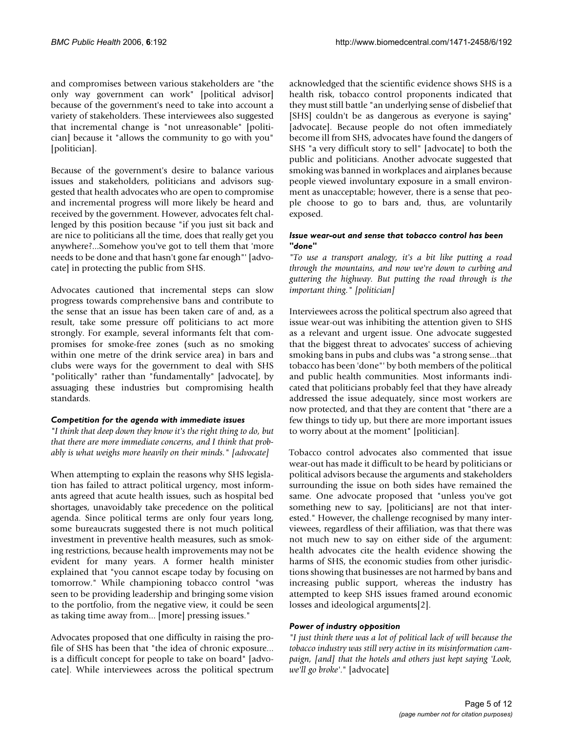and compromises between various stakeholders are "the only way government can work" [political advisor] because of the government's need to take into account a variety of stakeholders. These interviewees also suggested that incremental change is "not unreasonable" [politician] because it "allows the community to go with you" [politician].

Because of the government's desire to balance various issues and stakeholders, politicians and advisors suggested that health advocates who are open to compromise and incremental progress will more likely be heard and received by the government. However, advocates felt challenged by this position because "if you just sit back and are nice to politicians all the time, does that really get you anywhere?...Somehow you've got to tell them that 'more needs to be done and that hasn't gone far enough"' [advocate] in protecting the public from SHS.

Advocates cautioned that incremental steps can slow progress towards comprehensive bans and contribute to the sense that an issue has been taken care of and, as a result, take some pressure off politicians to act more strongly. For example, several informants felt that compromises for smoke-free zones (such as no smoking within one metre of the drink service area) in bars and clubs were ways for the government to deal with SHS "politically" rather than "fundamentally" [advocate], by assuaging these industries but compromising health standards.

#### *Competition for the agenda with immediate issues*

*"I think that deep down they know it's the right thing to do, but that there are more immediate concerns, and I think that probably is what weighs more heavily on their minds." [advocate]*

When attempting to explain the reasons why SHS legislation has failed to attract political urgency, most informants agreed that acute health issues, such as hospital bed shortages, unavoidably take precedence on the political agenda. Since political terms are only four years long, some bureaucrats suggested there is not much political investment in preventive health measures, such as smoking restrictions, because health improvements may not be evident for many years. A former health minister explained that "you cannot escape today by focusing on tomorrow." While championing tobacco control "was seen to be providing leadership and bringing some vision to the portfolio, from the negative view, it could be seen as taking time away from... [more] pressing issues."

Advocates proposed that one difficulty in raising the profile of SHS has been that "the idea of chronic exposure... is a difficult concept for people to take on board" [advocate]. While interviewees across the political spectrum acknowledged that the scientific evidence shows SHS is a health risk, tobacco control proponents indicated that they must still battle "an underlying sense of disbelief that [SHS] couldn't be as dangerous as everyone is saying" [advocate]. Because people do not often immediately become ill from SHS, advocates have found the dangers of SHS "a very difficult story to sell" [advocate] to both the public and politicians. Another advocate suggested that smoking was banned in workplaces and airplanes because people viewed involuntary exposure in a small environment as unacceptable; however, there is a sense that people choose to go to bars and, thus, are voluntarily exposed.

#### *Issue wear-out and sense that tobacco control has been "done"*

*"To use a transport analogy, it's a bit like putting a road through the mountains, and now we're down to curbing and guttering the highway. But putting the road through is the important thing." [politician]*

Interviewees across the political spectrum also agreed that issue wear-out was inhibiting the attention given to SHS as a relevant and urgent issue. One advocate suggested that the biggest threat to advocates' success of achieving smoking bans in pubs and clubs was "a strong sense...that tobacco has been 'done"' by both members of the political and public health communities. Most informants indicated that politicians probably feel that they have already addressed the issue adequately, since most workers are now protected, and that they are content that "there are a few things to tidy up, but there are more important issues to worry about at the moment" [politician].

Tobacco control advocates also commented that issue wear-out has made it difficult to be heard by politicians or political advisors because the arguments and stakeholders surrounding the issue on both sides have remained the same. One advocate proposed that "unless you've got something new to say, [politicians] are not that interested." However, the challenge recognised by many interviewees, regardless of their affiliation, was that there was not much new to say on either side of the argument: health advocates cite the health evidence showing the harms of SHS, the economic studies from other jurisdictions showing that businesses are not harmed by bans and increasing public support, whereas the industry has attempted to keep SHS issues framed around economic losses and ideological arguments[2].

#### *Power of industry opposition*

*"I just think there was a lot of political lack of will because the tobacco industry was still very active in its misinformation campaign, [and] that the hotels and others just kept saying 'Look, we'll go broke'."* [advocate]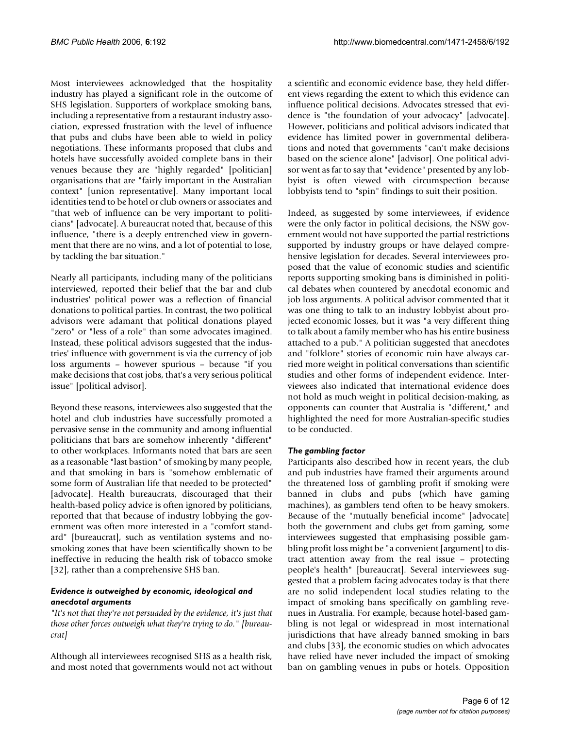Most interviewees acknowledged that the hospitality industry has played a significant role in the outcome of SHS legislation. Supporters of workplace smoking bans, including a representative from a restaurant industry association, expressed frustration with the level of influence that pubs and clubs have been able to wield in policy negotiations. These informants proposed that clubs and hotels have successfully avoided complete bans in their venues because they are "highly regarded" [politician] organisations that are "fairly important in the Australian context" [union representative]. Many important local identities tend to be hotel or club owners or associates and "that web of influence can be very important to politicians" [advocate]. A bureaucrat noted that, because of this influence, "there is a deeply entrenched view in government that there are no wins, and a lot of potential to lose, by tackling the bar situation."

Nearly all participants, including many of the politicians interviewed, reported their belief that the bar and club industries' political power was a reflection of financial donations to political parties. In contrast, the two political advisors were adamant that political donations played "zero" or "less of a role" than some advocates imagined. Instead, these political advisors suggested that the industries' influence with government is via the currency of job loss arguments – however spurious – because "if you make decisions that cost jobs, that's a very serious political issue" [political advisor].

Beyond these reasons, interviewees also suggested that the hotel and club industries have successfully promoted a pervasive sense in the community and among influential politicians that bars are somehow inherently "different" to other workplaces. Informants noted that bars are seen as a reasonable "last bastion" of smoking by many people, and that smoking in bars is "somehow emblematic of some form of Australian life that needed to be protected" [advocate]. Health bureaucrats, discouraged that their health-based policy advice is often ignored by politicians, reported that that because of industry lobbying the government was often more interested in a "comfort standard" [bureaucrat], such as ventilation systems and no-smoking zones that have been scientifically shown to be ineffective in reducing the health risk of tobacco smoke [32], rather than a comprehensive SHS ban.

#### *Evidence is outweighed by economic, ideological and anecdotal arguments*

*"It's not that they're not persuaded by the evidence, it's just that those other forces outweigh what they're trying to do." [bureaucrat]*

Although all interviewees recognised SHS as a health risk, and most noted that governments would not act without a scientific and economic evidence base, they held different views regarding the extent to which this evidence can influence political decisions. Advocates stressed that evidence is "the foundation of your advocacy" [advocate]. However, politicians and political advisors indicated that evidence has limited power in governmental deliberations and noted that governments "can't make decisions based on the science alone" [advisor]. One political advisor went as far to say that "evidence" presented by any lobbyist is often viewed with circumspection because lobbyists tend to "spin" findings to suit their position.

Indeed, as suggested by some interviewees, if evidence were the only factor in political decisions, the NSW government would not have supported the partial restrictions supported by industry groups or have delayed comprehensive legislation for decades. Several interviewees proposed that the value of economic studies and scientific reports supporting smoking bans is diminished in political debates when countered by anecdotal economic and job loss arguments. A political advisor commented that it was one thing to talk to an industry lobbyist about projected economic losses, but it was "a very different thing to talk about a family member who has his entire business attached to a pub." A politician suggested that anecdotes and "folklore" stories of economic ruin have always carried more weight in political conversations than scientific studies and other forms of independent evidence. Interviewees also indicated that international evidence does not hold as much weight in political decision-making, as opponents can counter that Australia is "different," and highlighted the need for more Australian-specific studies to be conducted.

#### *The gambling factor*

Participants also described how in recent years, the club and pub industries have framed their arguments around the threatened loss of gambling profit if smoking were banned in clubs and pubs (which have gaming machines), as gamblers tend often to be heavy smokers. Because of the "mutually beneficial income" [advocate] both the government and clubs get from gaming, some interviewees suggested that emphasising possible gambling profit loss might be "a convenient [argument] to distract attention away from the real issue – protecting people's health" [bureaucrat]. Several interviewees suggested that a problem facing advocates today is that there are no solid independent local studies relating to the impact of smoking bans specifically on gambling revenues in Australia. For example, because hotel-based gambling is not legal or widespread in most international jurisdictions that have already banned smoking in bars and clubs [33], the economic studies on which advocates have relied have never included the impact of smoking ban on gambling venues in pubs or hotels. Opposition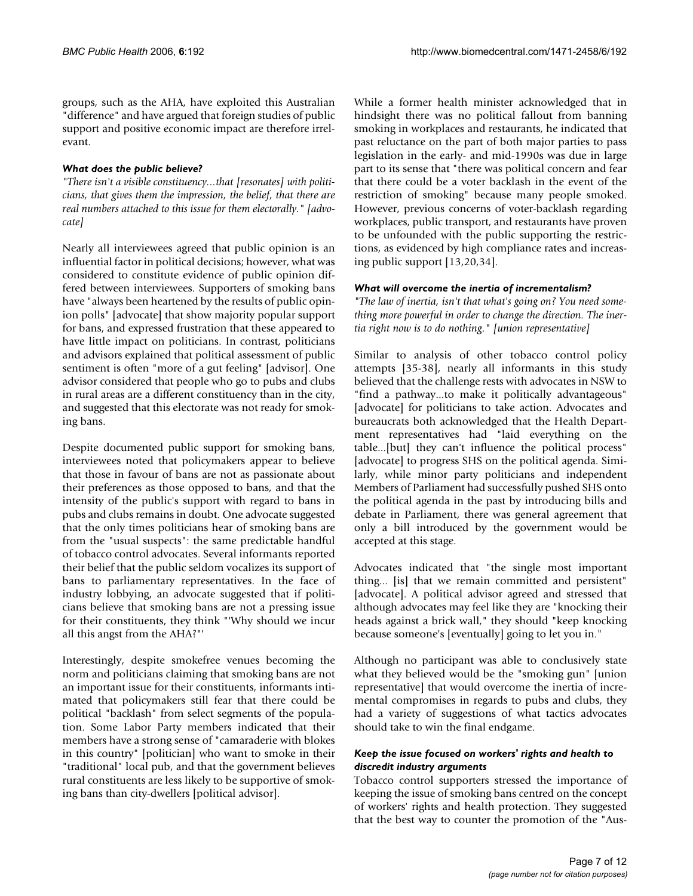groups, such as the AHA, have exploited this Australian "difference" and have argued that foreign studies of public support and positive economic impact are therefore irrelevant.

#### *What does the public believe?*

*"There isn't a visible constituency...that [resonates] with politicians, that gives them the impression, the belief, that there are real numbers attached to this issue for them electorally." [advocate]*

Nearly all interviewees agreed that public opinion is an influential factor in political decisions; however, what was considered to constitute evidence of public opinion differed between interviewees. Supporters of smoking bans have "always been heartened by the results of public opinion polls" [advocate] that show majority popular support for bans, and expressed frustration that these appeared to have little impact on politicians. In contrast, politicians and advisors explained that political assessment of public sentiment is often "more of a gut feeling" [advisor]. One advisor considered that people who go to pubs and clubs in rural areas are a different constituency than in the city, and suggested that this electorate was not ready for smoking bans.

Despite documented public support for smoking bans, interviewees noted that policymakers appear to believe that those in favour of bans are not as passionate about their preferences as those opposed to bans, and that the intensity of the public's support with regard to bans in pubs and clubs remains in doubt. One advocate suggested that the only times politicians hear of smoking bans are from the "usual suspects": the same predictable handful of tobacco control advocates. Several informants reported their belief that the public seldom vocalizes its support of bans to parliamentary representatives. In the face of industry lobbying, an advocate suggested that if politicians believe that smoking bans are not a pressing issue for their constituents, they think "'Why should we incur all this angst from the AHA?"'

Interestingly, despite smokefree venues becoming the norm and politicians claiming that smoking bans are not an important issue for their constituents, informants intimated that policymakers still fear that there could be political "backlash" from select segments of the population. Some Labor Party members indicated that their members have a strong sense of "camaraderie with blokes in this country" [politician] who want to smoke in their "traditional" local pub, and that the government believes rural constituents are less likely to be supportive of smoking bans than city-dwellers [political advisor].

While a former health minister acknowledged that in hindsight there was no political fallout from banning smoking in workplaces and restaurants, he indicated that past reluctance on the part of both major parties to pass legislation in the early- and mid-1990s was due in large part to its sense that "there was political concern and fear that there could be a voter backlash in the event of the restriction of smoking" because many people smoked. However, previous concerns of voter-backlash regarding workplaces, public transport, and restaurants have proven to be unfounded with the public supporting the restrictions, as evidenced by high compliance rates and increasing public support [13,20,34].

#### *What will overcome the inertia of incrementalism?*

*"The law of inertia, isn't that what's going on? You need something more powerful in order to change the direction. The inertia right now is to do nothing." [union representative]*

Similar to analysis of other tobacco control policy attempts [35-38], nearly all informants in this study believed that the challenge rests with advocates in NSW to "find a pathway...to make it politically advantageous" [advocate] for politicians to take action. Advocates and bureaucrats both acknowledged that the Health Department representatives had "laid everything on the table...[but] they can't influence the political process" [advocate] to progress SHS on the political agenda. Similarly, while minor party politicians and independent Members of Parliament had successfully pushed SHS onto the political agenda in the past by introducing bills and debate in Parliament, there was general agreement that only a bill introduced by the government would be accepted at this stage.

Advocates indicated that "the single most important thing... [is] that we remain committed and persistent" [advocate]. A political advisor agreed and stressed that although advocates may feel like they are "knocking their heads against a brick wall," they should "keep knocking because someone's [eventually] going to let you in."

Although no participant was able to conclusively state what they believed would be the "smoking gun" [union representative] that would overcome the inertia of incremental compromises in regards to pubs and clubs, they had a variety of suggestions of what tactics advocates should take to win the final endgame.

#### *Keep the issue focused on workers' rights and health to discredit industry arguments*

Tobacco control supporters stressed the importance of keeping the issue of smoking bans centred on the concept of workers' rights and health protection. They suggested that the best way to counter the promotion of the "Aus-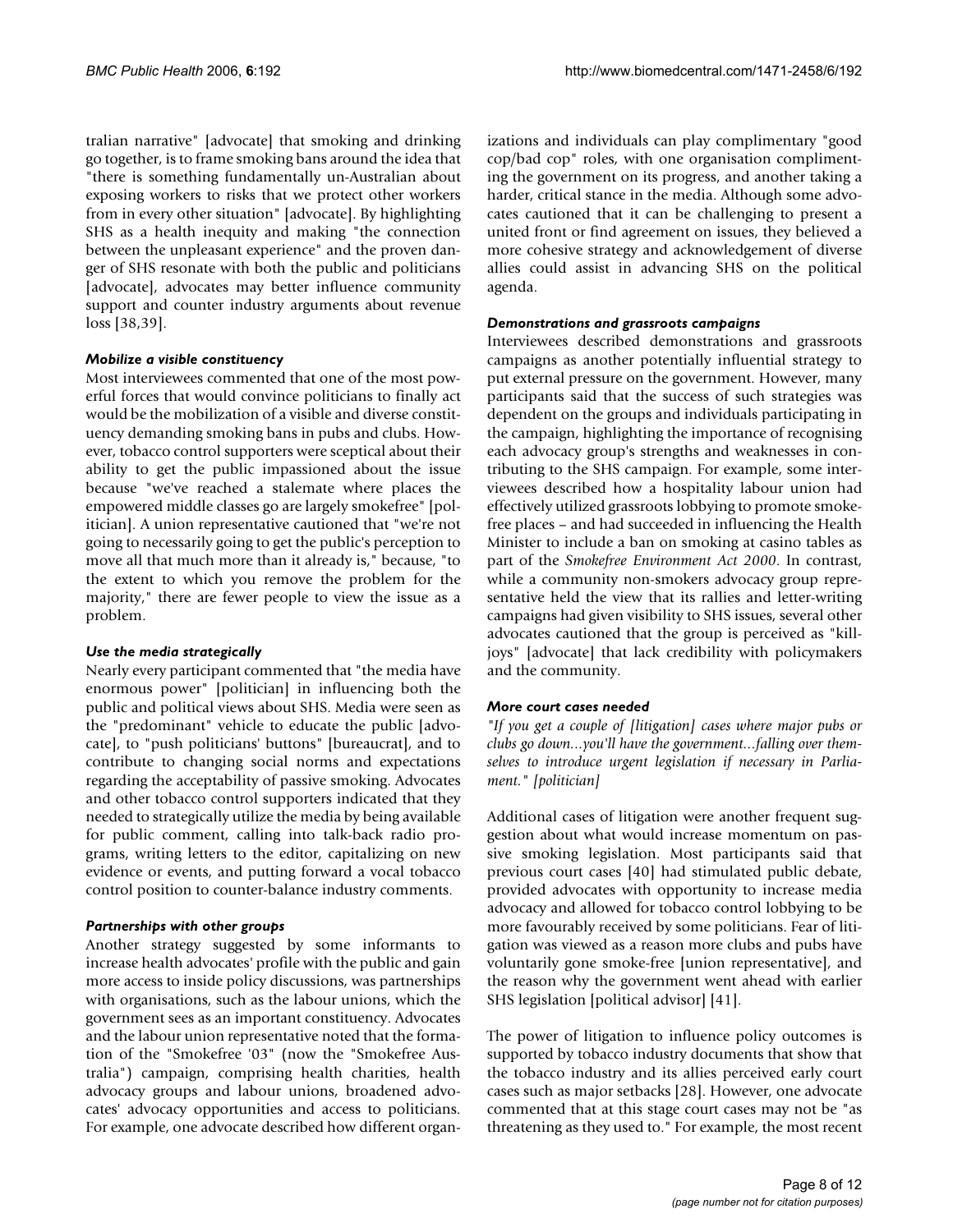tralian narrative" [advocate] that smoking and drinking go together, is to frame smoking bans around the idea that "there is something fundamentally un-Australian about exposing workers to risks that we protect other workers from in every other situation" [advocate]. By highlighting SHS as a health inequity and making "the connection between the unpleasant experience" and the proven danger of SHS resonate with both the public and politicians [advocate], advocates may better influence community support and counter industry arguments about revenue loss [38,39].

#### *Mobilize a visible constituency*

Most interviewees commented that one of the most powerful forces that would convince politicians to finally act would be the mobilization of a visible and diverse constituency demanding smoking bans in pubs and clubs. However, tobacco control supporters were sceptical about their ability to get the public impassioned about the issue because "we've reached a stalemate where places the empowered middle classes go are largely smokefree" [politician]. A union representative cautioned that "we're not going to necessarily going to get the public's perception to move all that much more than it already is," because, "to the extent to which you remove the problem for the majority," there are fewer people to view the issue as a problem.

#### *Use the media strategically*

Nearly every participant commented that "the media have enormous power" [politician] in influencing both the public and political views about SHS. Media were seen as the "predominant" vehicle to educate the public [advocate], to "push politicians' buttons" [bureaucrat], and to contribute to changing social norms and expectations regarding the acceptability of passive smoking. Advocates and other tobacco control supporters indicated that they needed to strategically utilize the media by being available for public comment, calling into talk-back radio programs, writing letters to the editor, capitalizing on new evidence or events, and putting forward a vocal tobacco control position to counter-balance industry comments.

#### *Partnerships with other groups*

Another strategy suggested by some informants to increase health advocates' profile with the public and gain more access to inside policy discussions, was partnerships with organisations, such as the labour unions, which the government sees as an important constituency. Advocates and the labour union representative noted that the formation of the "Smokefree '03" (now the "Smokefree Australia") campaign, comprising health charities, health advocacy groups and labour unions, broadened advocates' advocacy opportunities and access to politicians. For example, one advocate described how different organizations and individuals can play complimentary "good cop/bad cop" roles, with one organisation complimenting the government on its progress, and another taking a harder, critical stance in the media. Although some advocates cautioned that it can be challenging to present a united front or find agreement on issues, they believed a more cohesive strategy and acknowledgement of diverse allies could assist in advancing SHS on the political agenda.

#### *Demonstrations and grassroots campaigns*

Interviewees described demonstrations and grassroots campaigns as another potentially influential strategy to put external pressure on the government. However, many participants said that the success of such strategies was dependent on the groups and individuals participating in the campaign, highlighting the importance of recognising each advocacy group's strengths and weaknesses in contributing to the SHS campaign. For example, some interviewees described how a hospitality labour union had effectively utilized grassroots lobbying to promote smokefree places – and had succeeded in influencing the Health Minister to include a ban on smoking at casino tables as part of the *Smokefree Environment Act 2000*. In contrast, while a community non-smokers advocacy group representative held the view that its rallies and letter-writing campaigns had given visibility to SHS issues, several other advocates cautioned that the group is perceived as "killjoys" [advocate] that lack credibility with policymakers and the community.

#### *More court cases needed*

*"If you get a couple of [litigation] cases where major pubs or clubs go down...you'll have the government...falling over themselves to introduce urgent legislation if necessary in Parliament." [politician]*

Additional cases of litigation were another frequent suggestion about what would increase momentum on passive smoking legislation. Most participants said that previous court cases [40] had stimulated public debate, provided advocates with opportunity to increase media advocacy and allowed for tobacco control lobbying to be more favourably received by some politicians. Fear of litigation was viewed as a reason more clubs and pubs have voluntarily gone smoke-free [union representative], and the reason why the government went ahead with earlier SHS legislation [political advisor] [41].

The power of litigation to influence policy outcomes is supported by tobacco industry documents that show that the tobacco industry and its allies perceived early court cases such as major setbacks [28]. However, one advocate commented that at this stage court cases may not be "as threatening as they used to." For example, the most recent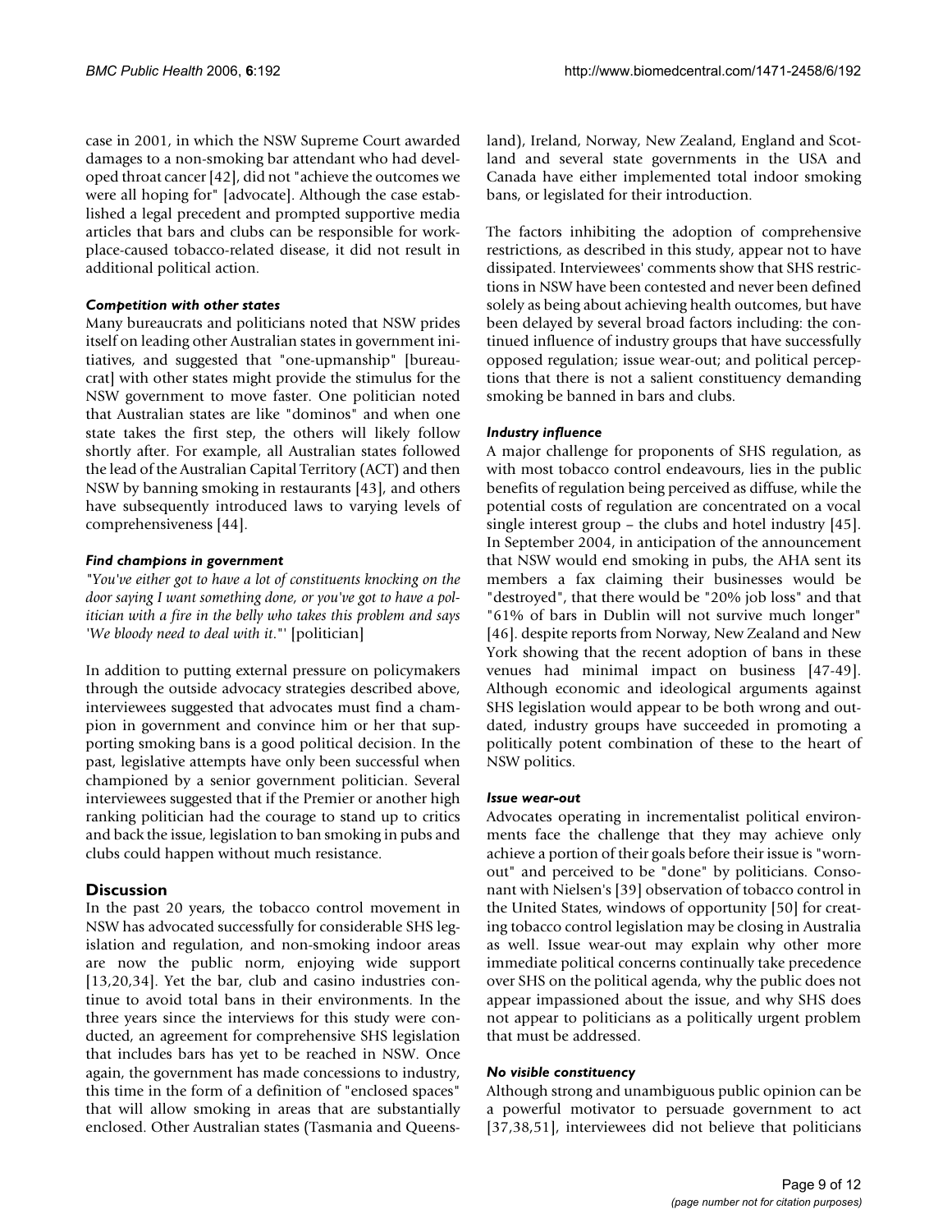case in 2001, in which the NSW Supreme Court awarded damages to a non-smoking bar attendant who had developed throat cancer [42], did not "achieve the outcomes we were all hoping for" [advocate]. Although the case established a legal precedent and prompted supportive media articles that bars and clubs can be responsible for workplace-caused tobacco-related disease, it did not result in additional political action.

#### *Competition with other states*

Many bureaucrats and politicians noted that NSW prides itself on leading other Australian states in government initiatives, and suggested that "one-upmanship" [bureaucrat] with other states might provide the stimulus for the NSW government to move faster. One politician noted that Australian states are like "dominos" and when one state takes the first step, the others will likely follow shortly after. For example, all Australian states followed the lead of the Australian Capital Territory (ACT) and then NSW by banning smoking in restaurants [43], and others have subsequently introduced laws to varying levels of comprehensiveness [44].

#### *Find champions in government*

*"You've either got to have a lot of constituents knocking on the door saying I want something done, or you've got to have a politician with a fire in the belly who takes this problem and says 'We bloody need to deal with it.'"* [politician]

In addition to putting external pressure on policymakers through the outside advocacy strategies described above, interviewees suggested that advocates must find a champion in government and convince him or her that supporting smoking bans is a good political decision. In the past, legislative attempts have only been successful when championed by a senior government politician. Several interviewees suggested that if the Premier or another high ranking politician had the courage to stand up to critics and back the issue, legislation to ban smoking in pubs and clubs could happen without much resistance.

## Discussion

In the past 20 years, the tobacco control movement in NSW has advocated successfully for considerable SHS legislation and regulation, and non-smoking indoor areas are now the public norm, enjoying wide support [13,20,34]. Yet the bar, club and casino industries continue to avoid total bans in their environments. In the three years since the interviews for this study were conducted, an agreement for comprehensive SHS legislation that includes bars has yet to be reached in NSW. Once again, the government has made concessions to industry, this time in the form of a definition of "enclosed spaces" that will allow smoking in areas that are substantially enclosed. Other Australian states (Tasmania and Queensland), Ireland, Norway, New Zealand, England and Scotland and several state governments in the USA and Canada have either implemented total indoor smoking bans, or legislated for their introduction.

The factors inhibiting the adoption of comprehensive restrictions, as described in this study, appear not to have dissipated. Interviewees' comments show that SHS restrictions in NSW have been contested and never been defined solely as being about achieving health outcomes, but have been delayed by several broad factors including: the continued influence of industry groups that have successfully opposed regulation; issue wear-out; and political perceptions that there is not a salient constituency demanding smoking be banned in bars and clubs.

#### *Industry influence*

A major challenge for proponents of SHS regulation, as with most tobacco control endeavours, lies in the public benefits of regulation being perceived as diffuse, while the potential costs of regulation are concentrated on a vocal single interest group – the clubs and hotel industry [45]. In September 2004, in anticipation of the announcement that NSW would end smoking in pubs, the AHA sent its members a fax claiming their businesses would be "destroyed", that there would be "20% job loss" and that "61% of bars in Dublin will not survive much longer" [46]. despite reports from Norway, New Zealand and New York showing that the recent adoption of bans in these venues had minimal impact on business [47-49]. Although economic and ideological arguments against SHS legislation would appear to be both wrong and outdated, industry groups have succeeded in promoting a politically potent combination of these to the heart of NSW politics.

#### *Issue wear-out*

Advocates operating in incrementalist political environments face the challenge that they may achieve only achieve a portion of their goals before their issue is "wornout" and perceived to be "done" by politicians. Consonant with Nielsen's [39] observation of tobacco control in the United States, windows of opportunity [50] for creating tobacco control legislation may be closing in Australia as well. Issue wear-out may explain why other more immediate political concerns continually take precedence over SHS on the political agenda, why the public does not appear impassioned about the issue, and why SHS does not appear to politicians as a politically urgent problem that must be addressed.

#### *No visible constituency*

Although strong and unambiguous public opinion can be a powerful motivator to persuade government to act [37,38,51], interviewees did not believe that politicians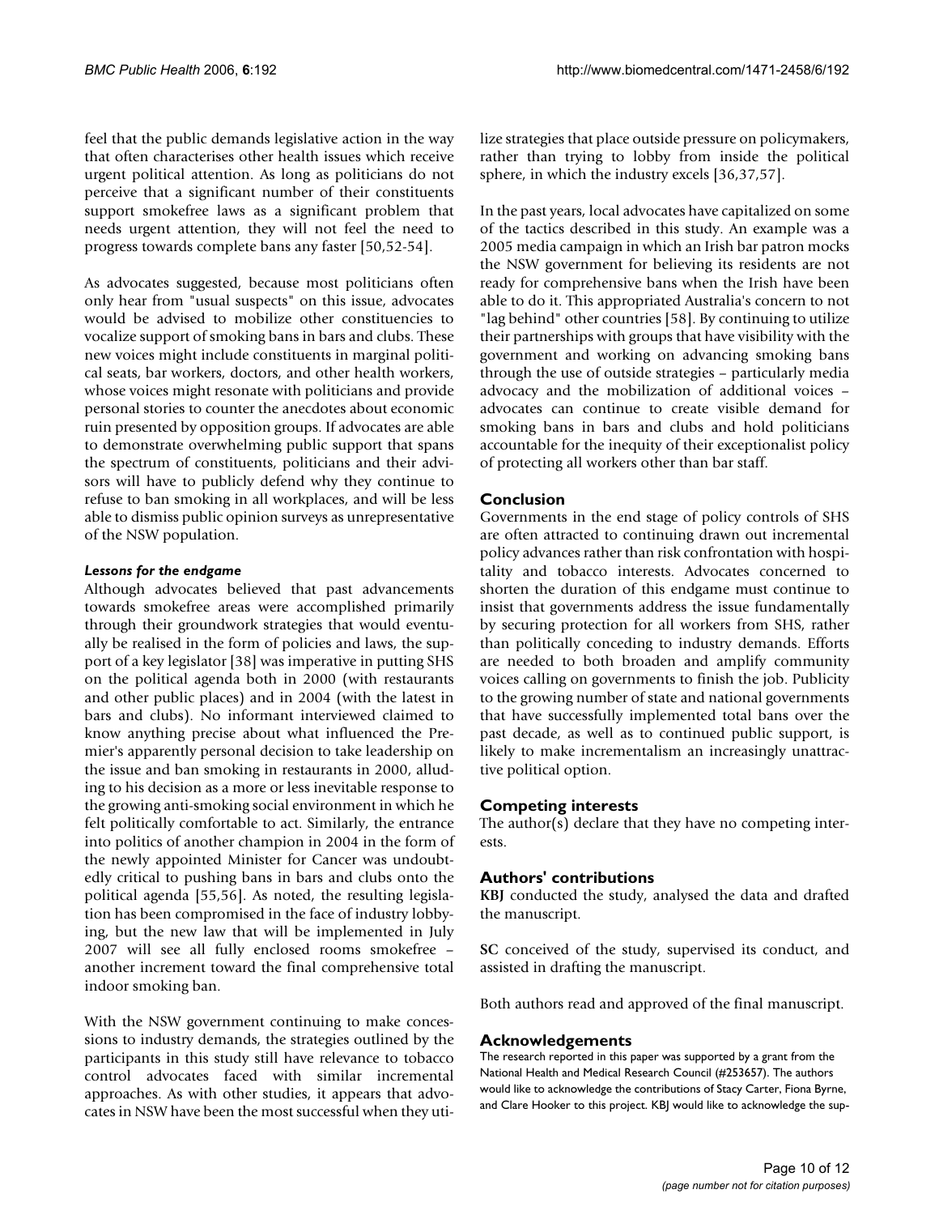feel that the public demands legislative action in the way that often characterises other health issues which receive urgent political attention. As long as politicians do not perceive that a significant number of their constituents support smokefree laws as a significant problem that needs urgent attention, they will not feel the need to progress towards complete bans any faster [50,52-54].

As advocates suggested, because most politicians often only hear from "usual suspects" on this issue, advocates would be advised to mobilize other constituencies to vocalize support of smoking bans in bars and clubs. These new voices might include constituents in marginal political seats, bar workers, doctors, and other health workers, whose voices might resonate with politicians and provide personal stories to counter the anecdotes about economic ruin presented by opposition groups. If advocates are able to demonstrate overwhelming public support that spans the spectrum of constituents, politicians and their advisors will have to publicly defend why they continue to refuse to ban smoking in all workplaces, and will be less able to dismiss public opinion surveys as unrepresentative of the NSW population.

#### *Lessons for the endgame*

Although advocates believed that past advancements towards smokefree areas were accomplished primarily through their groundwork strategies that would eventually be realised in the form of policies and laws, the support of a key legislator [38] was imperative in putting SHS on the political agenda both in 2000 (with restaurants and other public places) and in 2004 (with the latest in bars and clubs). No informant interviewed claimed to know anything precise about what influenced the Premier's apparently personal decision to take leadership on the issue and ban smoking in restaurants in 2000, alluding to his decision as a more or less inevitable response to the growing anti-smoking social environment in which he felt politically comfortable to act. Similarly, the entrance into politics of another champion in 2004 in the form of the newly appointed Minister for Cancer was undoubtedly critical to pushing bans in bars and clubs onto the political agenda [55,56]. As noted, the resulting legislation has been compromised in the face of industry lobbying, but the new law that will be implemented in July 2007 will see all fully enclosed rooms smokefree – another increment toward the final comprehensive total indoor smoking ban.

With the NSW government continuing to make concessions to industry demands, the strategies outlined by the participants in this study still have relevance to tobacco control advocates faced with similar incremental approaches. As with other studies, it appears that advocates in NSW have been the most successful when they utilize strategies that place outside pressure on policymakers, rather than trying to lobby from inside the political sphere, in which the industry excels [36,37,57].

In the past years, local advocates have capitalized on some of the tactics described in this study. An example was a 2005 media campaign in which an Irish bar patron mocks the NSW government for believing its residents are not ready for comprehensive bans when the Irish have been able to do it. This appropriated Australia's concern to not "lag behind" other countries [58]. By continuing to utilize their partnerships with groups that have visibility with the government and working on advancing smoking bans through the use of outside strategies – particularly media advocacy and the mobilization of additional voices – advocates can continue to create visible demand for smoking bans in bars and clubs and hold politicians accountable for the inequity of their exceptionalist policy of protecting all workers other than bar staff.

## Conclusion

Governments in the end stage of policy controls of SHS are often attracted to continuing drawn out incremental policy advances rather than risk confrontation with hospitality and tobacco interests. Advocates concerned to shorten the duration of this endgame must continue to insist that governments address the issue fundamentally by securing protection for all workers from SHS, rather than politically conceding to industry demands. Efforts are needed to both broaden and amplify community voices calling on governments to finish the job. Publicity to the growing number of state and national governments that have successfully implemented total bans over the past decade, as well as to continued public support, is likely to make incrementalism an increasingly unattractive political option.

## Competing interests

The author(s) declare that they have no competing interests.

## Authors' contributions

**KBJ** conducted the study, analysed the data and drafted the manuscript.

**SC** conceived of the study, supervised its conduct, and assisted in drafting the manuscript.

Both authors read and approved of the final manuscript.

## Acknowledgements

The research reported in this paper was supported by a grant from the National Health and Medical Research Council (#253657). The authors would like to acknowledge the contributions of Stacy Carter, Fiona Byrne, and Clare Hooker to this project. KBJ would like to acknowledge the sup-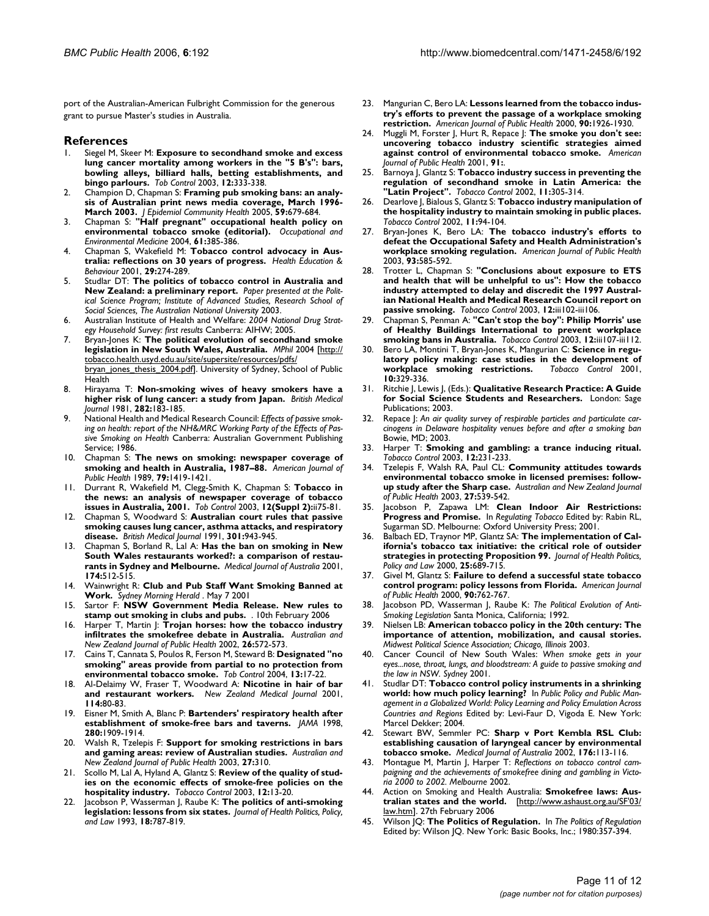port of the Australian-American Fulbright Commission for the generous grant to pursue Master's studies in Australia.

## References

1. Siegel M, Skeer M: **Exposure to secondhand smoke and excess lung cancer mortality among workers in the "5 B's": bars, bowling alleys, billiard halls, betting establishments, and bingo parlours.** *Tob Control* 2003, **12:**333-338.
2. Champion D, Chapman S: **Framing pub smoking bans: an analysis of Australian print news media coverage, March 1996-March 2003.** *J Epidemiol Community Health* 2005, **59:**679-684.
3. Chapman S: **"Half pregnant" occupational health policy on environmental tobacco smoke (editorial).** *Occupational and Environmental Medicine* 2004, **61:**385-386.
4. Chapman S, Wakefield M: **Tobacco control advocacy in Australia: reflections on 30 years of progress.** *Health Education & Behaviour* 2001, **29:**274-289.
5. Studlar DT: **The politics of tobacco control in Australia and New Zealand: a preliminary report.** *Paper presented at the Political Science Program; Institute of Advanced Studies, Research School of Social Sciences, The Australian National University* 2003.
6. Australian Institute of Health and Welfare: *2004 National Drug Strategy Household Survey: first results* Canberra: AIHW; 2005.
7. Bryan-Jones K: **The political evolution of secondhand smoke legislation in New South Wales, Australia.** *MPhil* 2004 [http://tobacco.health.usyd.edu.au/site/supersite/resources/pdfs/bryan_jones_thesis_2004.pdf]. University of Sydney, School of Public Health
8. Hirayama T: **Non-smoking wives of heavy smokers have a higher risk of lung cancer: a study from Japan.** *British Medical Journal* 1981, **282:**183-185.
9. National Health and Medical Research Council: *Effects of passive smoking on health: report of the NH&MRC Working Party of the Effects of Passive Smoking on Health* Canberra: Australian Government Publishing Service; 1986.
10. Chapman S: **The news on smoking: newspaper coverage of smoking and health in Australia, 1987–88.** *American Journal of Public Health* 1989, **79:**1419-1421.
11. Durrant R, Wakefield M, Clegg-Smith K, Chapman S: **Tobacco in the news: an analysis of newspaper coverage of tobacco issues in Australia, 2001.** *Tob Control* 2003, **12(Suppl 2):**ii75-81.
12. Chapman S, Woodward S: **Australian court rules that passive smoking causes lung cancer, asthma attacks, and respiratory disease.** *British Medical Journal* 1991, **301:**943-945.
13. Chapman S, Borland R, Lal A: **Has the ban on smoking in New South Wales restaurants worked?: a comparison of restaurants in Sydney and Melbourne.** *Medical Journal of Australia* 2001, **174:**512-515.
14. Wainwright R: **Club and Pub Staff Want Smoking Banned at Work.** *Sydney Morning Herald* . May 7 2001
15. Sartor F: **NSW Government Media Release. New rules to stamp out smoking in clubs and pubs.** . 10th February 2006
16. Harper T, Martin J: **Trojan horses: how the tobacco industry infiltrates the smokefree debate in Australia.** *Australian and New Zealand Journal of Public Health* 2002, **26:**572-573.
17. Cains T, Cannata S, Poulos R, Ferson M, Steward B: **Designated "no smoking" areas provide from partial to no protection from environmental tobacco smoke.** *Tob Control* 2004, **13:**17-22.
18. Al-Delaimy W, Fraser T, Woodward A: **Nicotine in hair of bar and restaurant workers.** *New Zealand Medical Journal* 2001, **114:**80-83.
19. Eisner M, Smith A, Blanc P: **Bartenders' respiratory health after establishment of smoke-free bars and taverns.** *JAMA* 1998, **280:**1909-1914.
20. Walsh R, Tzelepis F: **Support for smoking restrictions in bars and gaming areas: review of Australian studies.** *Australian and New Zealand Journal of Public Health* 2003, **27:**310.
21. Scollo M, Lal A, Hyland A, Glantz S: **Review of the quality of studies on the economic effects of smoke-free policies on the hospitality industry.** *Tobacco Control* 2003, **12:**13-20.
22. Jacobson P, Wasserman J, Raube K: **The politics of anti-smoking legislation: lessons from six states.** *Journal of Health Politics, Policy, and Law* 1993, **18:**787-819.
23. Mangurian C, Bero LA: **Lessons learned from the tobacco industry's efforts to prevent the passage of a workplace smoking restriction.** *American Journal of Public Health* 2000, **90:**1926-1930.
24. Muggli M, Forster J, Hurt R, Repace J: **The smoke you don't see: uncovering tobacco industry scientific strategies aimed against control of environmental tobacco smoke.** *American Journal of Public Health* 2001, **91:**.
25. Barnoya J, Glantz S: **Tobacco industry success in preventing the regulation of secondhand smoke in Latin America: the "Latin Project".** *Tobacco Control* 2002, **11:**305-314.
26. Dearlove J, Bialous S, Glantz S: **Tobacco industry manipulation of the hospitality industry to maintain smoking in public places.** *Tobacco Control* 2002, **11:**94-104.
27. Bryan-Jones K, Bero LA: **The tobacco industry's efforts to defeat the Occupational Safety and Health Administration's workplace smoking regulation.** *American Journal of Public Health* 2003, **93:**585-592.
28. Trotter L, Chapman S: **"Conclusions about exposure to ETS and health that will be unhelpful to us": How the tobacco industry attempted to delay and discredit the 1997 Australian National Health and Medical Research Council report on passive smoking.** *Tobacco Control* 2003, **12:**iii102-iii106.
29. Chapman S, Penman A: **"Can't stop the boy": Philip Morris' use of Healthy Buildings International to prevent workplace smoking bans in Australia.** *Tobacco Control* 2003, **12:**iii107-iii112.
30. Bero LA, Montini T, Bryan-Jones K, Mangurian C: **Science in regulatory policy making: case studies in the development of workplace smoking restrictions.** *Tobacco Control* 2001, **10:**329-336.
31. Ritchie J, Lewis J, (Eds.): **Qualitative Research Practice: A Guide for Social Science Students and Researchers.** London: Sage Publications; 2003.
32. Repace J: *An air quality survey of respirable particles and particulate carcinogens in Delaware hospitality venues before and after a smoking ban* Bowie, MD; 2003.
33. Harper T: **Smoking and gambling: a trance inducing ritual.** *Tobacco Control* 2003, **12:**231-233.
34. Tzelepis F, Walsh RA, Paul CL: **Community attitudes towards environmental tobacco smoke in licensed premises: follow-up study after the Sharp case.** *Australian and New Zealand Journal of Public Health* 2003, **27:**539-542.
35. Jacobson P, Zapawa LM: **Clean Indoor Air Restrictions: Progress and Promise.** In *Regulating Tobacco* Edited by: Rabin RL, Sugarman SD. Melbourne: Oxford University Press; 2001.
36. Balbach ED, Traynor MP, Glantz SA: **The implementation of California's tobacco tax initiative: the critical role of outsider strategies in protecting Proposition 99.** *Journal of Health Politics, Policy and Law* 2000, **25:**689-715.
37. Givel M, Glantz S: **Failure to defend a successful state tobacco control program: policy lessons from Florida.** *American Journal of Public Health* 2000, **90:**762-767.
38. Jacobson PD, Wasserman J, Raube K: *The Political Evolution of Anti-Smoking Legislation* Santa Monica, California; 1992.
39. Nielsen LB: **American tobacco policy in the 20th century: The importance of attention, mobilization, and causal stories.** *Midwest Political Science Association; Chicago, Illinois* 2003.
40. Cancer Council of New South Wales: *When smoke gets in your eyes...nose, throat, lungs, and bloodstream: A guide to passive smoking and the law in NSW. Sydney* 2001.
41. Studlar DT: **Tobacco control policy instruments in a shrinking world: how much policy learning?** In *Public Policy and Public Management in a Globalized World: Policy Learning and Policy Emulation Across Countries and Regions* Edited by: Levi-Faur D, Vigoda E. New York: Marcel Dekker; 2004.
42. Stewart BW, Semmler PC: **Sharp v Port Kembla RSL Club: establishing causation of laryngeal cancer by environmental tobacco smoke.** *Medical Journal of Australia* 2002, **176:**113-116.
43. Montague M, Martin J, Harper T: *Reflections on tobacco control campaigning and the achievements of smokefree dining and gambling in Victoria 2000 to 2002. Melbourne* 2002.
44. Action on Smoking and Health Australia: **Smokefree laws: Australian states and the world.** [http://www.ashaust.org.au/SF'03/law.htm]. 27th February 2006
45. Wilson JQ: **The Politics of Regulation.** In *The Politics of Regulation* Edited by: Wilson JQ. New York: Basic Books, Inc.; 1980:357-394.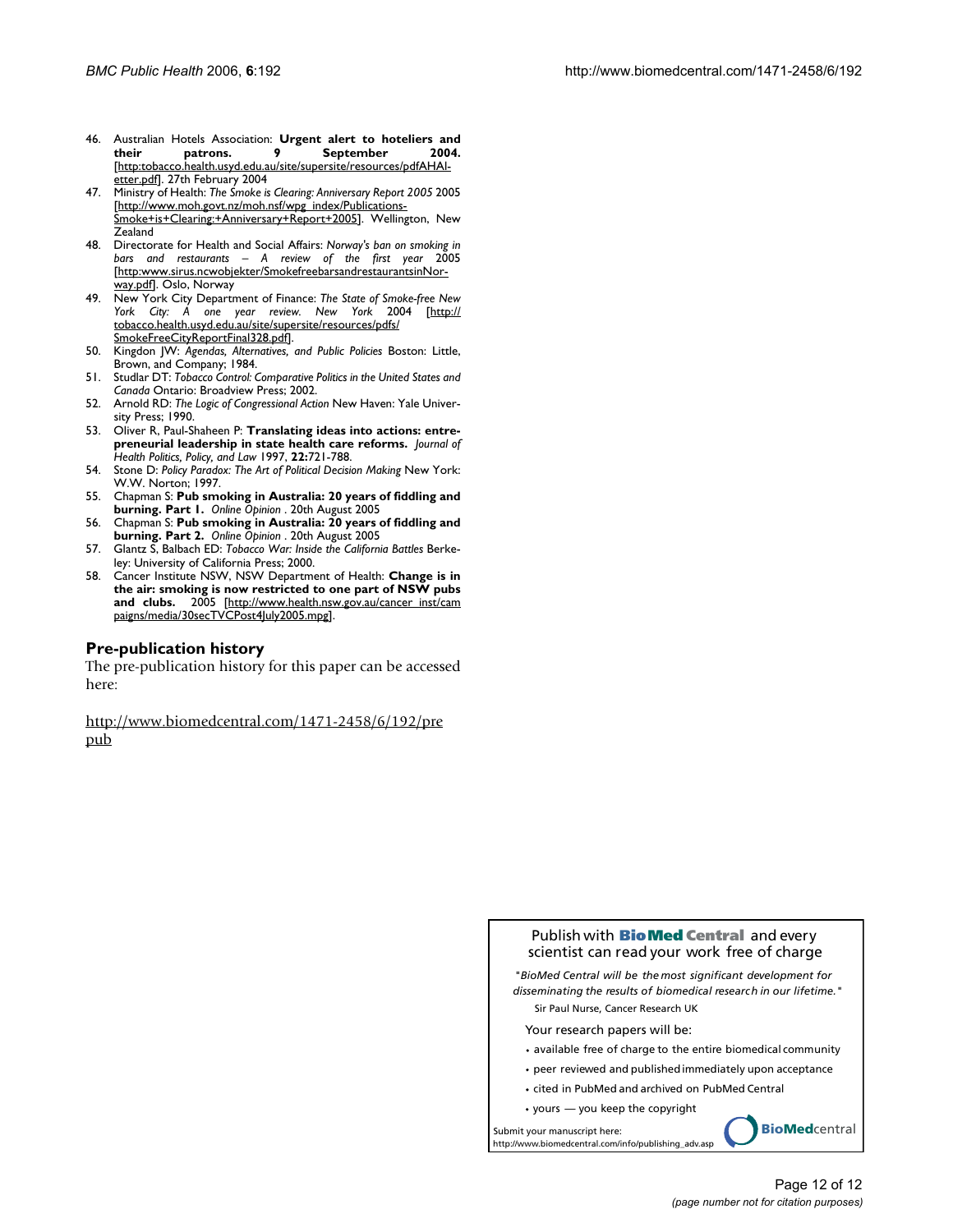46. Australian Hotels Association: **Urgent alert to hoteliers and their patrons. 9 September 2004.** [http:tobacco.health.usyd.edu.au/site/supersite/resources/pdfAHAletter.pdf]. 27th February 2004
47. Ministry of Health: *The Smoke is Clearing: Anniversary Report 2005* 2005 [http://www.moh.govt.nz/moh.nsf/wpg_index/Publications-Smoke+is+Clearing:+Anniversary+Report+2005]. Wellington, New Zealand
48. Directorate for Health and Social Affairs: *Norway's ban on smoking in bars and restaurants – A review of the first year* 2005 [http:www.sirus.ncwobjekter/SmokefreebarsandrestaurantsinNorway.pdf]. Oslo, Norway
49. New York City Department of Finance: *The State of Smoke-free New York City: A one year review. New York* 2004 [http://tobacco.health.usyd.edu.au/site/supersite/resources/pdfs/SmokeFreeCityReportFinal328.pdf].
50. Kingdon JW: *Agendas, Alternatives, and Public Policies* Boston: Little, Brown, and Company; 1984.
51. Studlar DT: *Tobacco Control: Comparative Politics in the United States and Canada* Ontario: Broadview Press; 2002.
52. Arnold RD: *The Logic of Congressional Action* New Haven: Yale University Press; 1990.
53. Oliver R, Paul-Shaheen P: **Translating ideas into actions: entrepreneurial leadership in state health care reforms.** *Journal of Health Politics, Policy, and Law* 1997, **22:**721-788.
54. Stone D: *Policy Paradox: The Art of Political Decision Making* New York: W.W. Norton; 1997.
55. Chapman S: **Pub smoking in Australia: 20 years of fiddling and burning. Part 1.** *Online Opinion* . 20th August 2005
56. Chapman S: **Pub smoking in Australia: 20 years of fiddling and burning. Part 2.** *Online Opinion* . 20th August 2005
57. Glantz S, Balbach ED: *Tobacco War: Inside the California Battles* Berkeley: University of California Press; 2000.
58. Cancer Institute NSW, NSW Department of Health: **Change is in the air: smoking is now restricted to one part of NSW pubs and clubs.** 2005 [http://www.health.nsw.gov.au/cancer_inst/campaigns/media/30secTVCPost4July2005.mpg].

## Pre-publication history

The pre-publication history for this paper can be accessed here:

http://www.biomedcentral.com/1471-2458/6/192/prepub

Publish with **BioMed Central** and every scientist can read your work free of charge

*"BioMed Central will be the most significant development for disseminating the results of biomedical research in our lifetime."*
Sir Paul Nurse, Cancer Research UK

Your research papers will be:

- available free of charge to the entire biomedical community
- peer reviewed and published immediately upon acceptance
- cited in PubMed and archived on PubMed Central
- yours — you keep the copyright

Submit your manuscript here:
http://www.biomedcentral.com/info/publishing_adv.asp

**BioMed**central